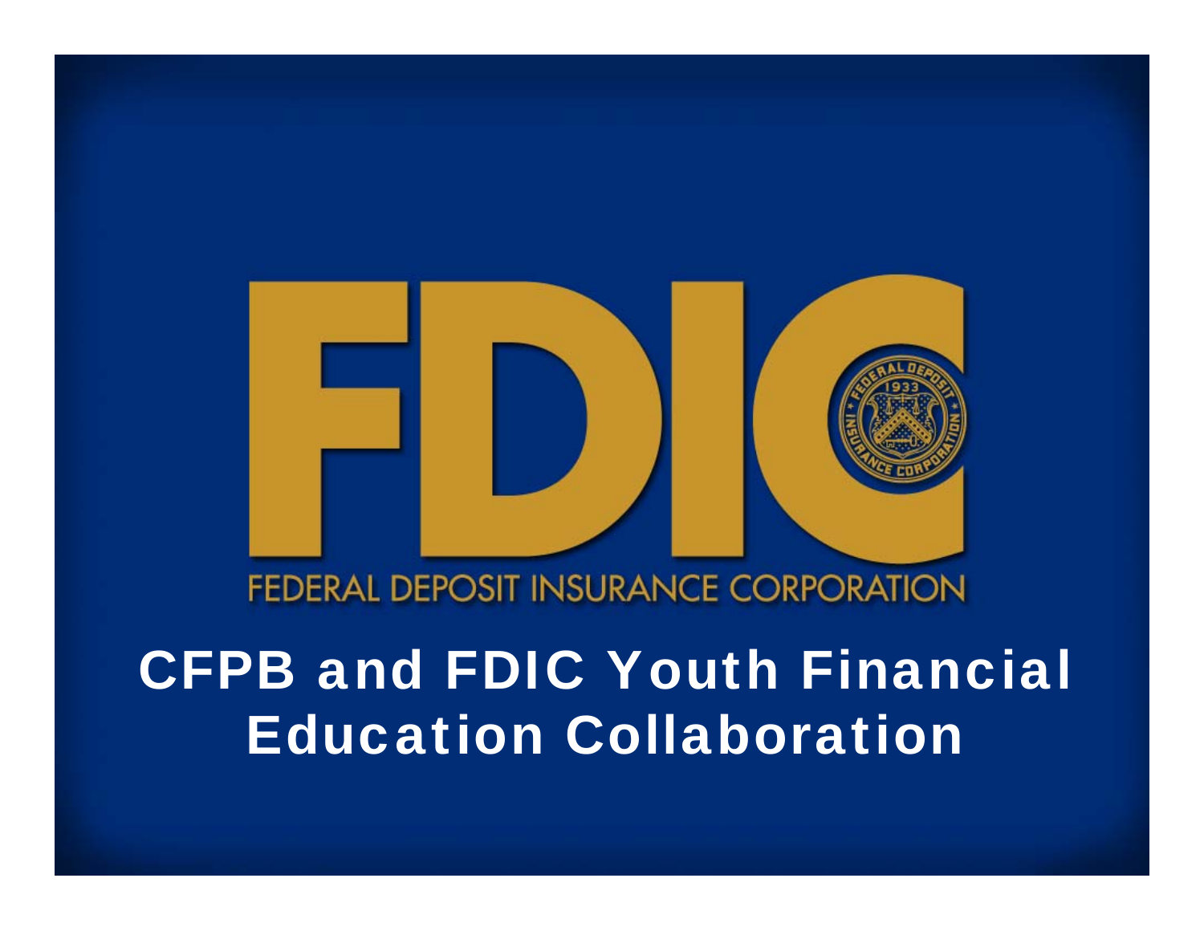FDIC

FEDERAL DEPOSIT INSURANCE CORPORATION

# CFPB and FDIC Youth Financial Education Collaboration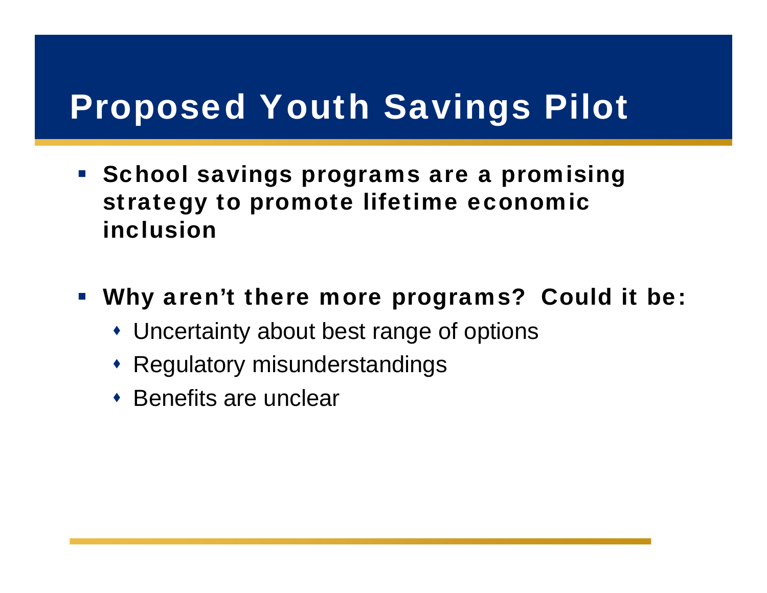# Proposed Youth Savings Pilot

- **School savings programs are a promising strategy to promote lifetime economic inclusion**

- **Why aren't there more programs? Could it be:**
  - Uncertainty about best range of options
  - Regulatory misunderstandings
  - Benefits are unclear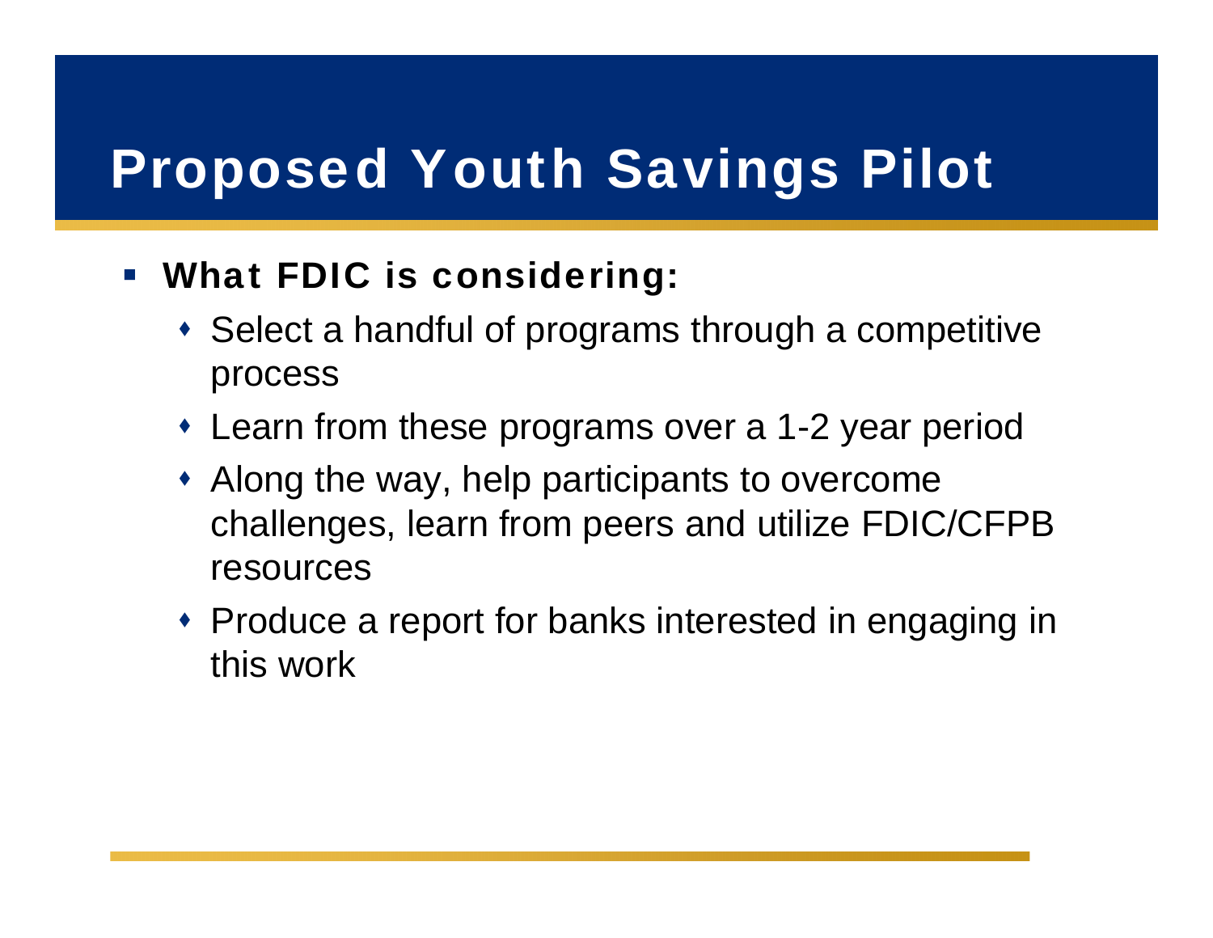# Proposed Youth Savings Pilot

- **What FDIC is considering:**
  - Select a handful of programs through a competitive process
  - Learn from these programs over a 1-2 year period
  - Along the way, help participants to overcome challenges, learn from peers and utilize FDIC/CFPB resources
  - Produce a report for banks interested in engaging in this work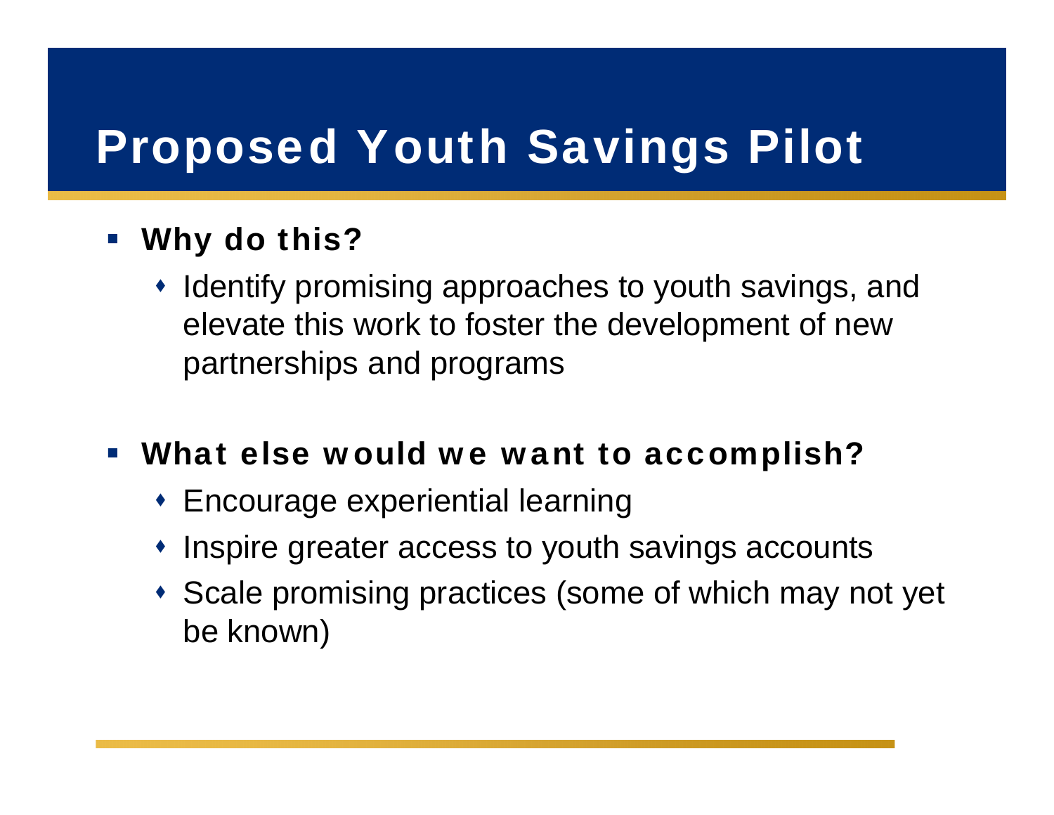# Proposed Youth Savings Pilot

- **Why do this?**
  - Identify promising approaches to youth savings, and elevate this work to foster the development of new partnerships and programs

- **What else would we want to accomplish?**
  - Encourage experiential learning
  - Inspire greater access to youth savings accounts
  - Scale promising practices (some of which may not yet be known)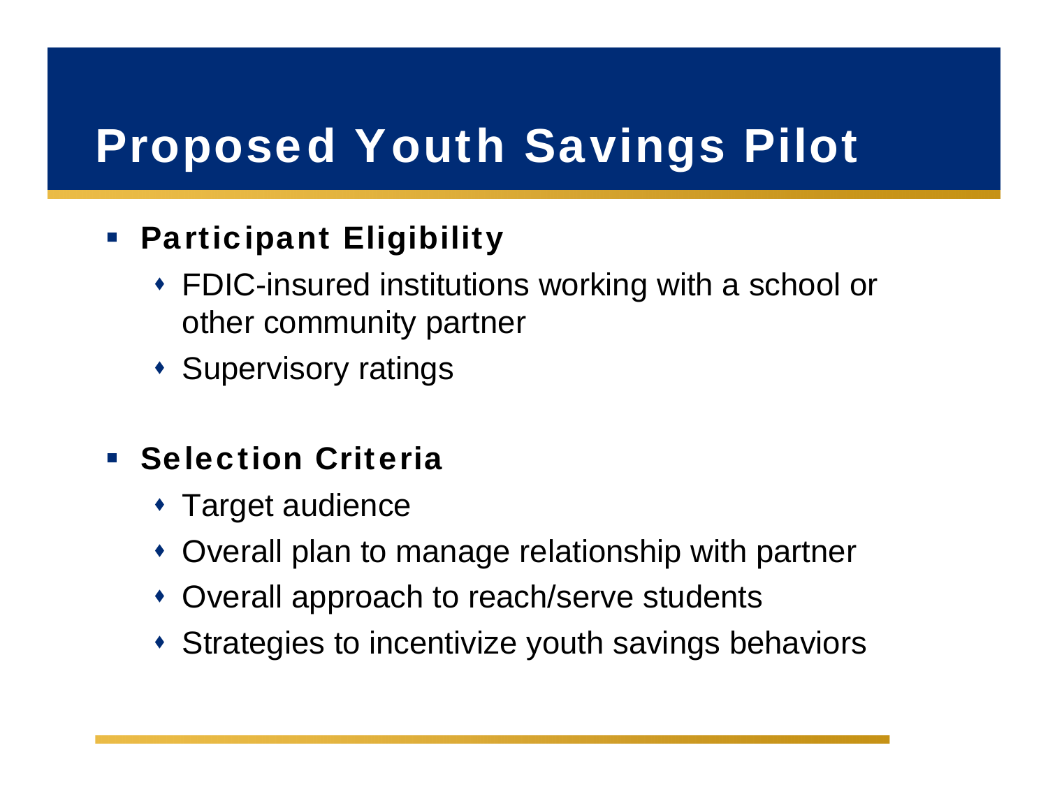# Proposed Youth Savings Pilot

- **Participant Eligibility**
  - FDIC-insured institutions working with a school or other community partner
  - Supervisory ratings

- **Selection Criteria**
  - Target audience
  - Overall plan to manage relationship with partner
  - Overall approach to reach/serve students
  - Strategies to incentivize youth savings behaviors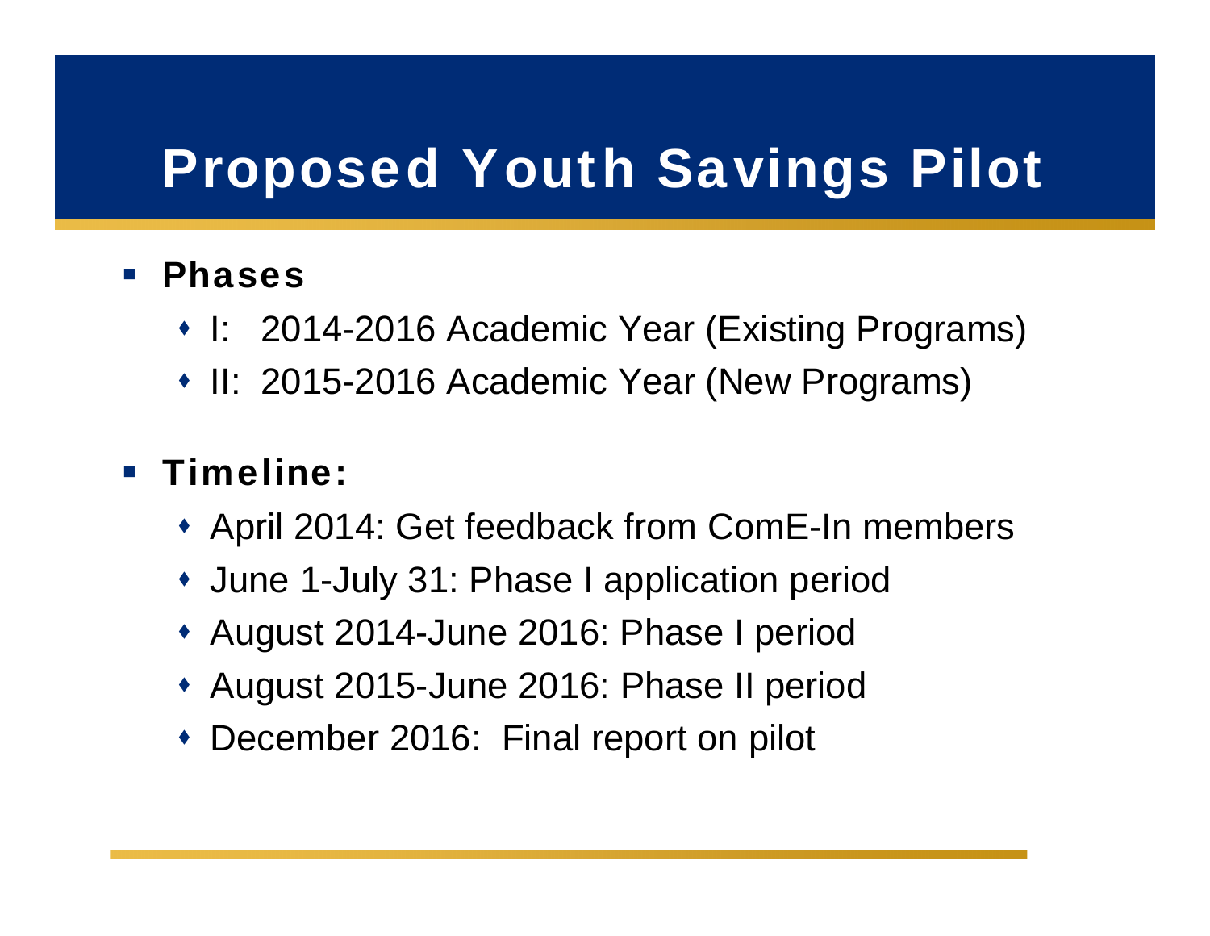# Proposed Youth Savings Pilot

- **Phases**
  - I:  2014-2016 Academic Year (Existing Programs)
  - II:  2015-2016 Academic Year (New Programs)
- **Timeline:**
  - April 2014: Get feedback from ComE-In members
  - June 1-July 31: Phase I application period
  - August 2014-June 2016: Phase I period
  - August 2015-June 2016: Phase II period
  - December 2016:  Final report on pilot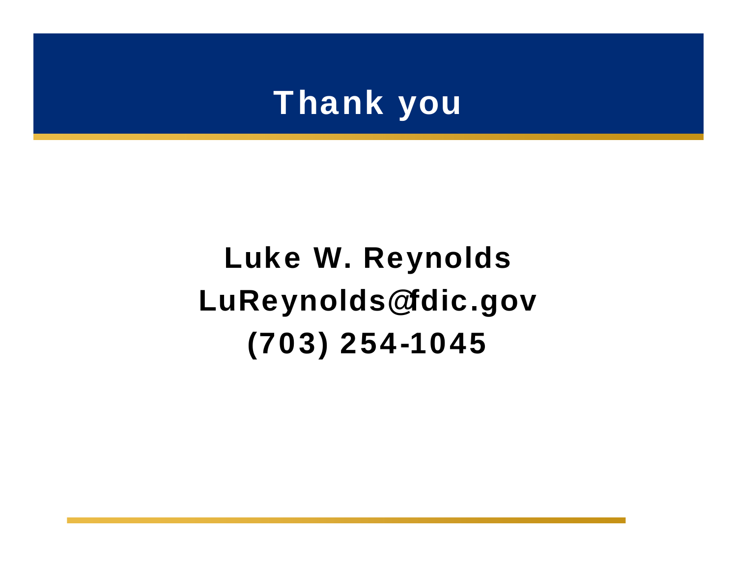# Thank you

**Luke W. Reynolds**

**LuReynolds@fdic.gov**

**(703) 254-1045**